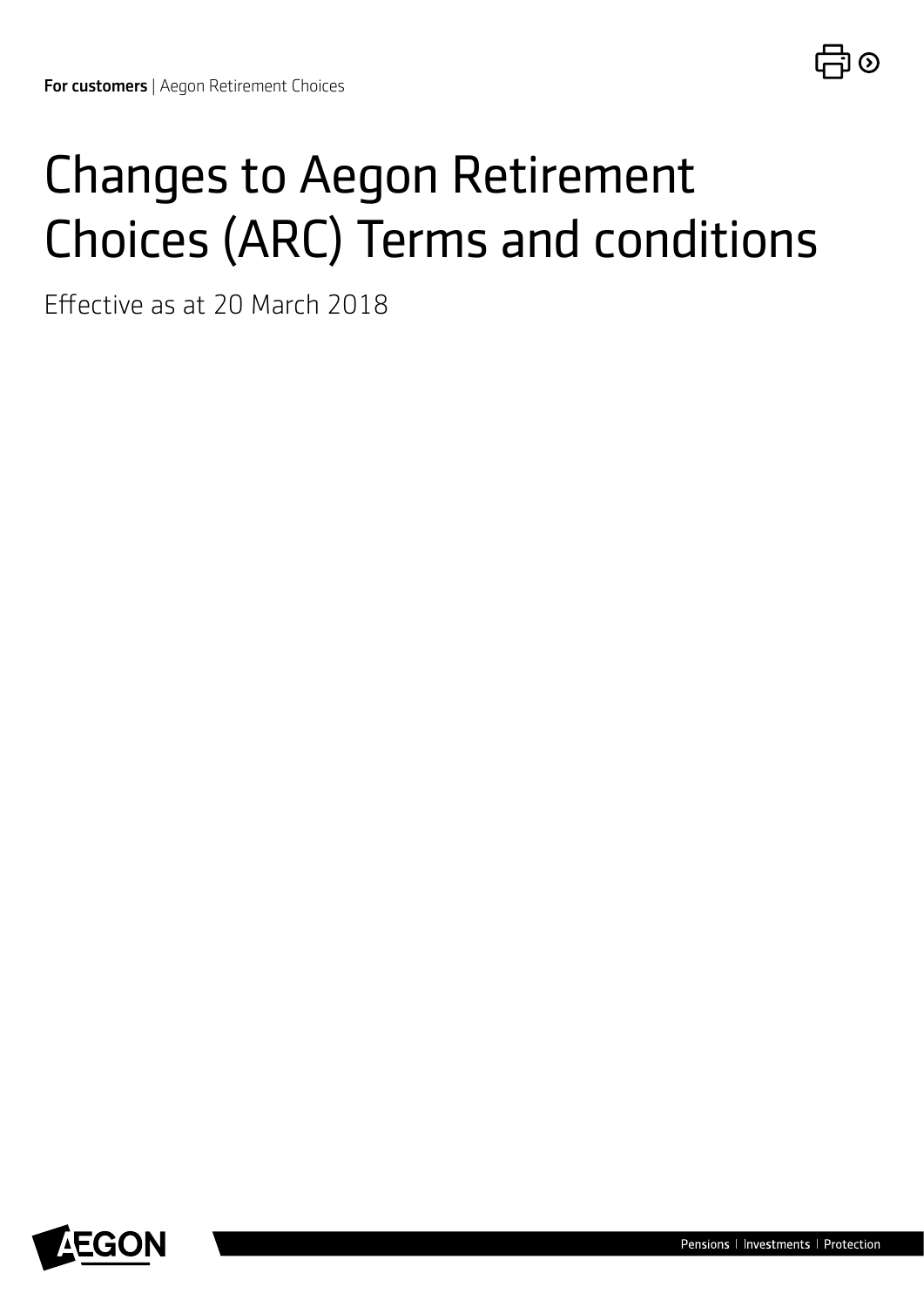**For customers** | Aegon Retirement Choices

# Changes to Aegon Retirement Choices (ARC) Terms and conditions

Effective as at 20 March 2018

Pensions | Investments | Protection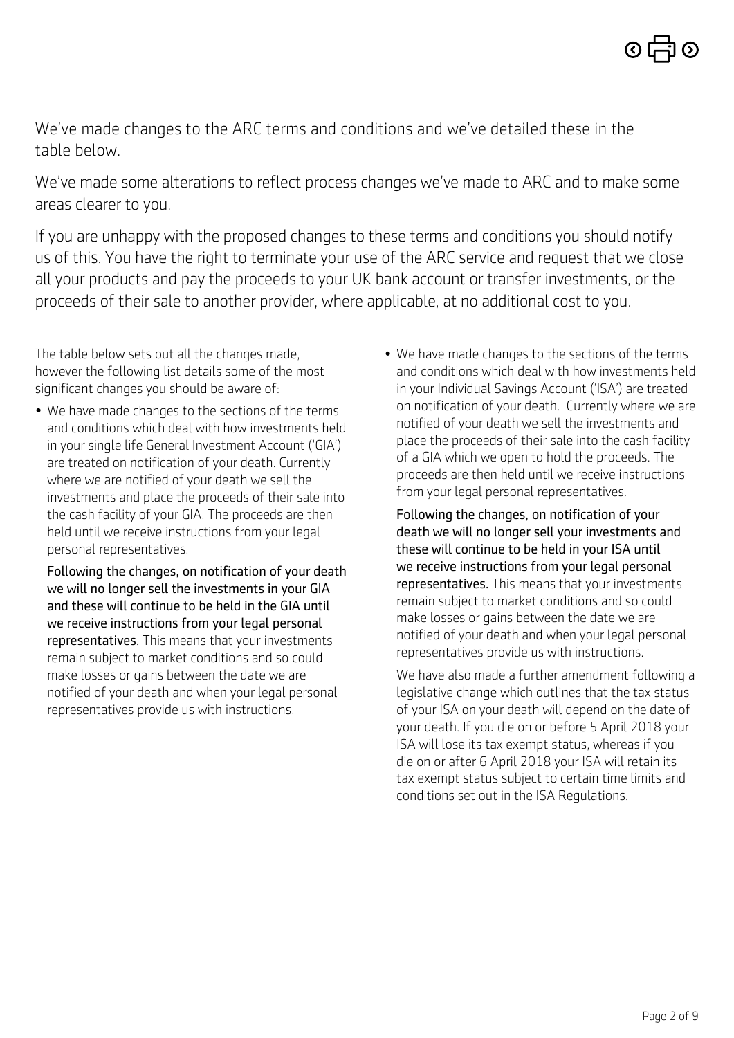We've made changes to the ARC terms and conditions and we've detailed these in the table below.

We've made some alterations to reflect process changes we've made to ARC and to make some areas clearer to you.

If you are unhappy with the proposed changes to these terms and conditions you should notify us of this. You have the right to terminate your use of the ARC service and request that we close all your products and pay the proceeds to your UK bank account or transfer investments, or the proceeds of their sale to another provider, where applicable, at no additional cost to you.

The table below sets out all the changes made, however the following list details some of the most significant changes you should be aware of:

- We have made changes to the sections of the terms and conditions which deal with how investments held in your single life General Investment Account ('GIA') are treated on notification of your death. Currently where we are notified of your death we sell the investments and place the proceeds of their sale into the cash facility of your GIA. The proceeds are then held until we receive instructions from your legal personal representatives.

  **Following the changes, on notification of your death we will no longer sell the investments in your GIA and these will continue to be held in the GIA until we receive instructions from your legal personal representatives.** This means that your investments remain subject to market conditions and so could make losses or gains between the date we are notified of your death and when your legal personal representatives provide us with instructions.

- We have made changes to the sections of the terms and conditions which deal with how investments held in your Individual Savings Account ('ISA') are treated on notification of your death. Currently where we are notified of your death we sell the investments and place the proceeds of their sale into the cash facility of a GIA which we open to hold the proceeds. The proceeds are then held until we receive instructions from your legal personal representatives.

  **Following the changes, on notification of your death we will no longer sell your investments and these will continue to be held in your ISA until we receive instructions from your legal personal representatives.** This means that your investments remain subject to market conditions and so could make losses or gains between the date we are notified of your death and when your legal personal representatives provide us with instructions.

  We have also made a further amendment following a legislative change which outlines that the tax status of your ISA on your death will depend on the date of your death. If you die on or before 5 April 2018 your ISA will lose its tax exempt status, whereas if you die on or after 6 April 2018 your ISA will retain its tax exempt status subject to certain time limits and conditions set out in the ISA Regulations.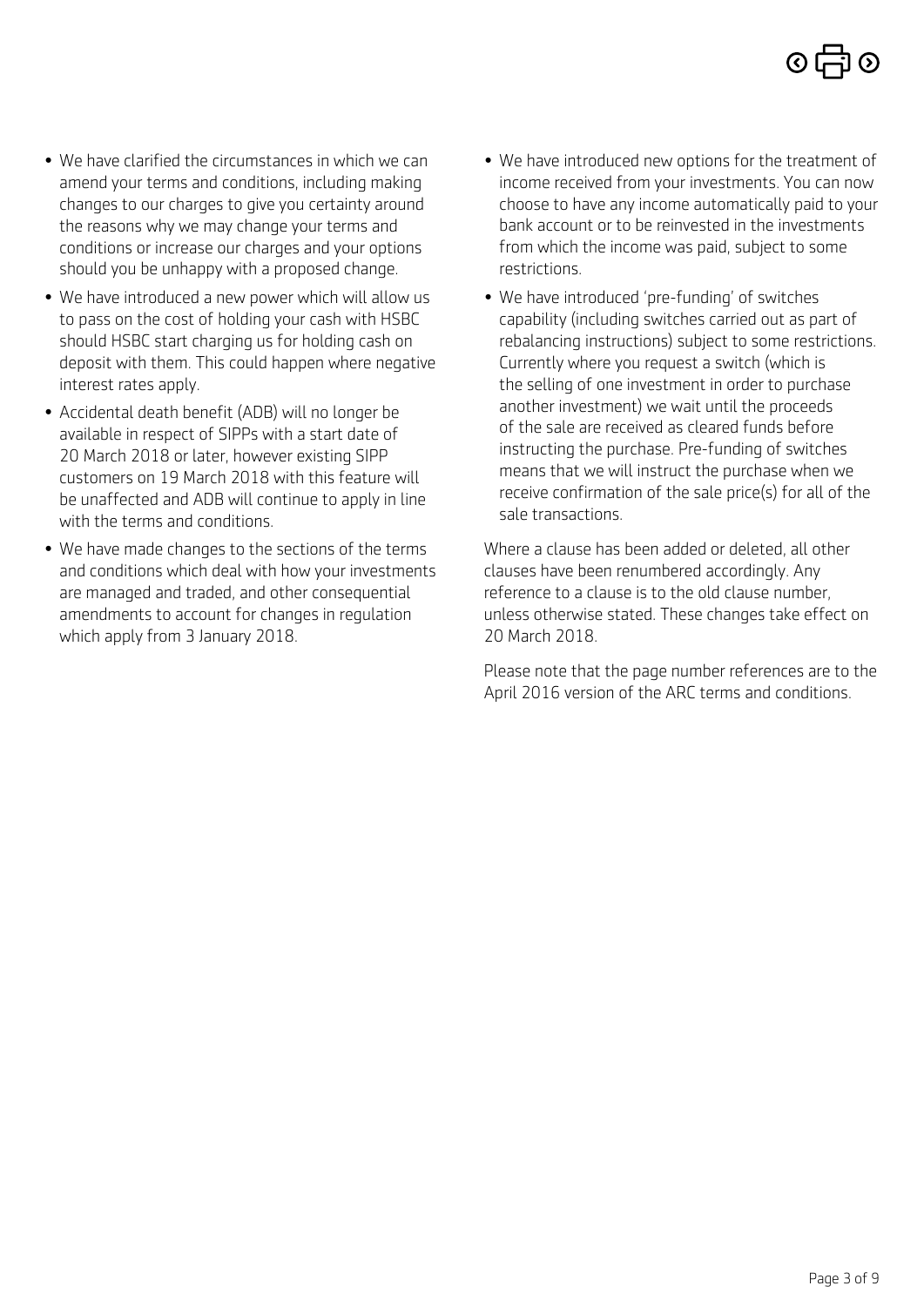- We have clarified the circumstances in which we can amend your terms and conditions, including making changes to our charges to give you certainty around the reasons why we may change your terms and conditions or increase our charges and your options should you be unhappy with a proposed change.
- We have introduced a new power which will allow us to pass on the cost of holding your cash with HSBC should HSBC start charging us for holding cash on deposit with them. This could happen where negative interest rates apply.
- Accidental death benefit (ADB) will no longer be available in respect of SIPPs with a start date of 20 March 2018 or later, however existing SIPP customers on 19 March 2018 with this feature will be unaffected and ADB will continue to apply in line with the terms and conditions.
- We have made changes to the sections of the terms and conditions which deal with how your investments are managed and traded, and other consequential amendments to account for changes in regulation which apply from 3 January 2018.
- We have introduced new options for the treatment of income received from your investments. You can now choose to have any income automatically paid to your bank account or to be reinvested in the investments from which the income was paid, subject to some restrictions.
- We have introduced 'pre-funding' of switches capability (including switches carried out as part of rebalancing instructions) subject to some restrictions. Currently where you request a switch (which is the selling of one investment in order to purchase another investment) we wait until the proceeds of the sale are received as cleared funds before instructing the purchase. Pre-funding of switches means that we will instruct the purchase when we receive confirmation of the sale price(s) for all of the sale transactions.

Where a clause has been added or deleted, all other clauses have been renumbered accordingly. Any reference to a clause is to the old clause number, unless otherwise stated. These changes take effect on 20 March 2018.

Please note that the page number references are to the April 2016 version of the ARC terms and conditions.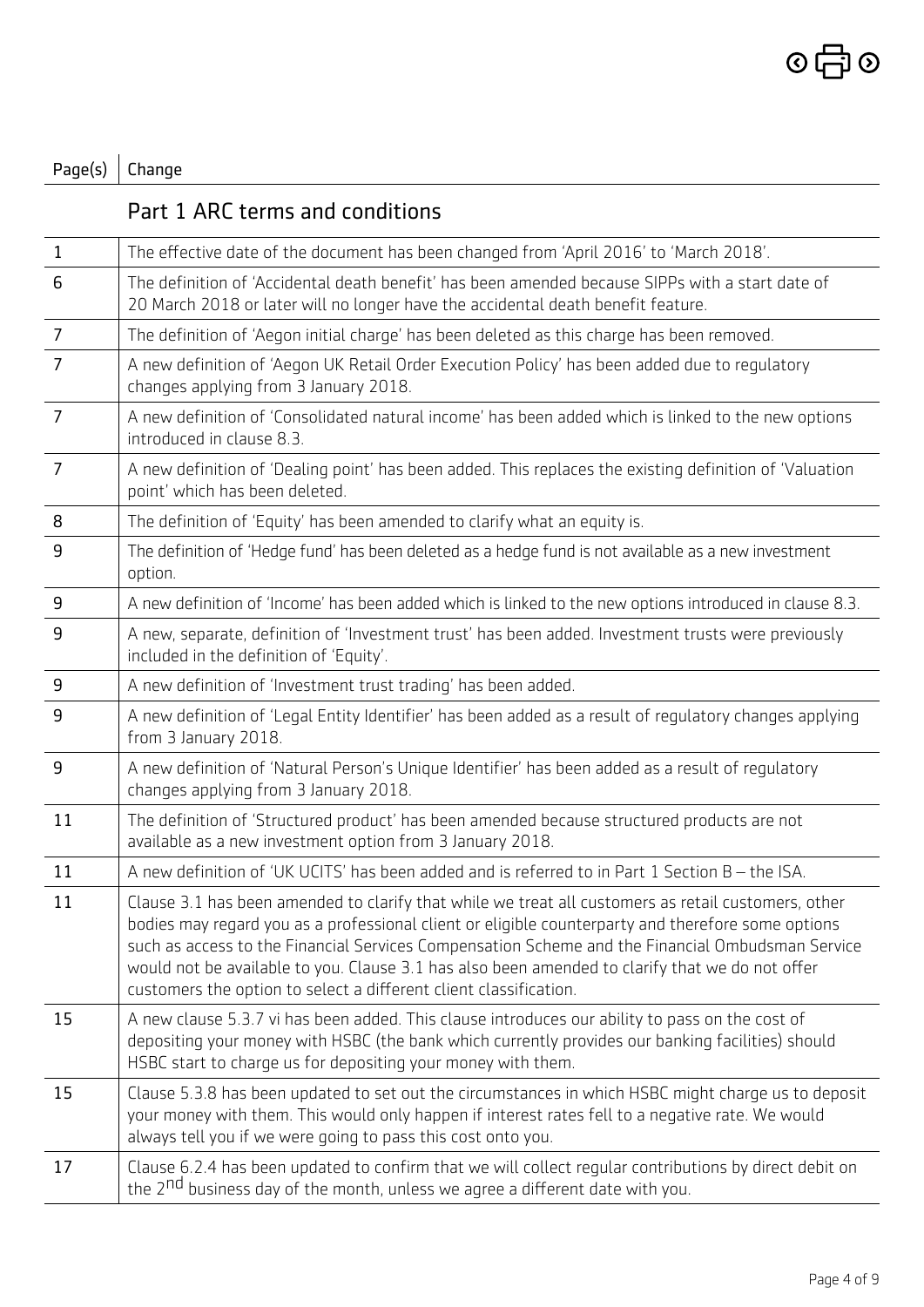| Page(s) | Change |
| --- | --- |
| | **Part 1 ARC terms and conditions** |
| 1 | The effective date of the document has been changed from 'April 2016' to 'March 2018'. |
| 6 | The definition of 'Accidental death benefit' has been amended because SIPPs with a start date of 20 March 2018 or later will no longer have the accidental death benefit feature. |
| 7 | The definition of 'Aegon initial charge' has been deleted as this charge has been removed. |
| 7 | A new definition of 'Aegon UK Retail Order Execution Policy' has been added due to regulatory changes applying from 3 January 2018. |
| 7 | A new definition of 'Consolidated natural income' has been added which is linked to the new options introduced in clause 8.3. |
| 7 | A new definition of 'Dealing point' has been added. This replaces the existing definition of 'Valuation point' which has been deleted. |
| 8 | The definition of 'Equity' has been amended to clarify what an equity is. |
| 9 | The definition of 'Hedge fund' has been deleted as a hedge fund is not available as a new investment option. |
| 9 | A new definition of 'Income' has been added which is linked to the new options introduced in clause 8.3. |
| 9 | A new, separate, definition of 'Investment trust' has been added. Investment trusts were previously included in the definition of 'Equity'. |
| 9 | A new definition of 'Investment trust trading' has been added. |
| 9 | A new definition of 'Legal Entity Identifier' has been added as a result of regulatory changes applying from 3 January 2018. |
| 9 | A new definition of 'Natural Person's Unique Identifier' has been added as a result of regulatory changes applying from 3 January 2018. |
| 11 | The definition of 'Structured product' has been amended because structured products are not available as a new investment option from 3 January 2018. |
| 11 | A new definition of 'UK UCITS' has been added and is referred to in Part 1 Section B – the ISA. |
| 11 | Clause 3.1 has been amended to clarify that while we treat all customers as retail customers, other bodies may regard you as a professional client or eligible counterparty and therefore some options such as access to the Financial Services Compensation Scheme and the Financial Ombudsman Service would not be available to you. Clause 3.1 has also been amended to clarify that we do not offer customers the option to select a different client classification. |
| 15 | A new clause 5.3.7 vi has been added. This clause introduces our ability to pass on the cost of depositing your money with HSBC (the bank which currently provides our banking facilities) should HSBC start to charge us for depositing your money with them. |
| 15 | Clause 5.3.8 has been updated to set out the circumstances in which HSBC might charge us to deposit your money with them. This would only happen if interest rates fell to a negative rate. We would always tell you if we were going to pass this cost onto you. |
| 17 | Clause 6.2.4 has been updated to confirm that we will collect regular contributions by direct debit on the 2nd business day of the month, unless we agree a different date with you. |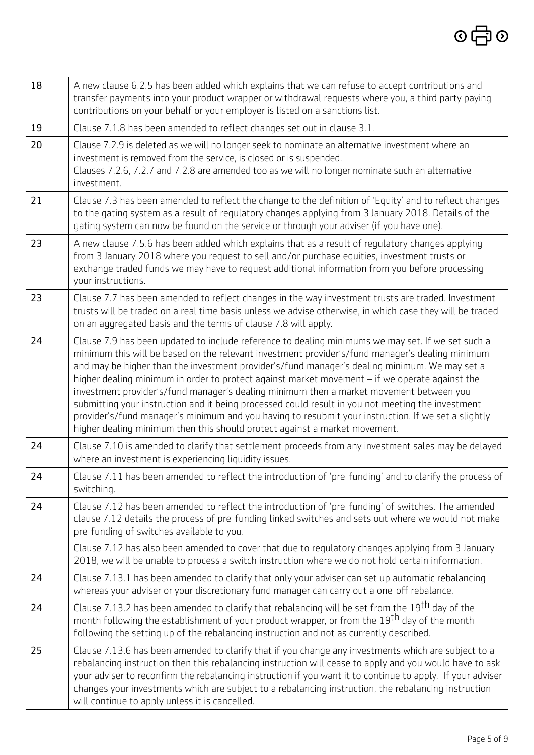| | |
|---|---|
| 18 | A new clause 6.2.5 has been added which explains that we can refuse to accept contributions and transfer payments into your product wrapper or withdrawal requests where you, a third party paying contributions on your behalf or your employer is listed on a sanctions list. |
| 19 | Clause 7.1.8 has been amended to reflect changes set out in clause 3.1. |
| 20 | Clause 7.2.9 is deleted as we will no longer seek to nominate an alternative investment where an investment is removed from the service, is closed or is suspended.<br>Clauses 7.2.6, 7.2.7 and 7.2.8 are amended too as we will no longer nominate such an alternative investment. |
| 21 | Clause 7.3 has been amended to reflect the change to the definition of 'Equity' and to reflect changes to the gating system as a result of regulatory changes applying from 3 January 2018. Details of the gating system can now be found on the service or through your adviser (if you have one). |
| 23 | A new clause 7.5.6 has been added which explains that as a result of regulatory changes applying from 3 January 2018 where you request to sell and/or purchase equities, investment trusts or exchange traded funds we may have to request additional information from you before processing your instructions. |
| 23 | Clause 7.7 has been amended to reflect changes in the way investment trusts are traded. Investment trusts will be traded on a real time basis unless we advise otherwise, in which case they will be traded on an aggregated basis and the terms of clause 7.8 will apply. |
| 24 | Clause 7.9 has been updated to include reference to dealing minimums we may set. If we set such a minimum this will be based on the relevant investment provider's/fund manager's dealing minimum and may be higher than the investment provider's/fund manager's dealing minimum. We may set a higher dealing minimum in order to protect against market movement – if we operate against the investment provider's/fund manager's dealing minimum then a market movement between you submitting your instruction and it being processed could result in you not meeting the investment provider's/fund manager's minimum and you having to resubmit your instruction. If we set a slightly higher dealing minimum then this should protect against a market movement. |
| 24 | Clause 7.10 is amended to clarify that settlement proceeds from any investment sales may be delayed where an investment is experiencing liquidity issues. |
| 24 | Clause 7.11 has been amended to reflect the introduction of 'pre-funding' and to clarify the process of switching. |
| 24 | Clause 7.12 has been amended to reflect the introduction of 'pre-funding' of switches. The amended clause 7.12 details the process of pre-funding linked switches and sets out where we would not make pre-funding of switches available to you.<br>Clause 7.12 has also been amended to cover that due to regulatory changes applying from 3 January 2018, we will be unable to process a switch instruction where we do not hold certain information. |
| 24 | Clause 7.13.1 has been amended to clarify that only your adviser can set up automatic rebalancing whereas your adviser or your discretionary fund manager can carry out a one-off rebalance. |
| 24 | Clause 7.13.2 has been amended to clarify that rebalancing will be set from the 19th day of the month following the establishment of your product wrapper, or from the 19th day of the month following the setting up of the rebalancing instruction and not as currently described. |
| 25 | Clause 7.13.6 has been amended to clarify that if you change any investments which are subject to a rebalancing instruction then this rebalancing instruction will cease to apply and you would have to ask your adviser to reconfirm the rebalancing instruction if you want it to continue to apply. If your adviser changes your investments which are subject to a rebalancing instruction, the rebalancing instruction will continue to apply unless it is cancelled. |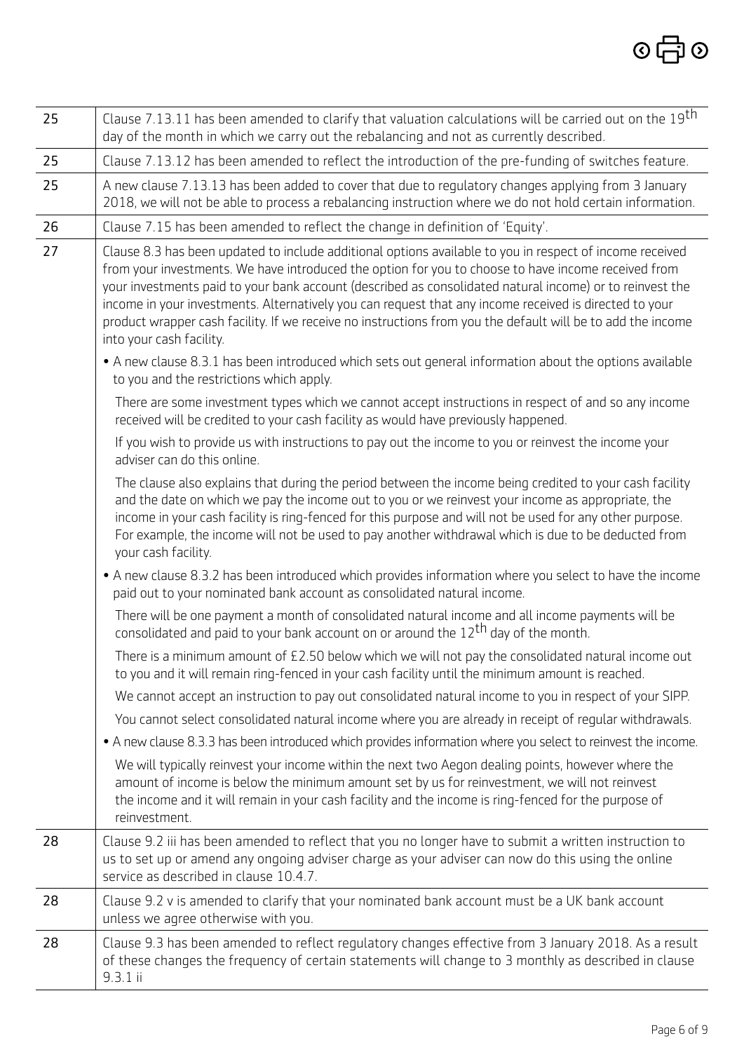| | |
|---|---|
| 25 | Clause 7.13.11 has been amended to clarify that valuation calculations will be carried out on the 19th day of the month in which we carry out the rebalancing and not as currently described. |
| 25 | Clause 7.13.12 has been amended to reflect the introduction of the pre-funding of switches feature. |
| 25 | A new clause 7.13.13 has been added to cover that due to regulatory changes applying from 3 January 2018, we will not be able to process a rebalancing instruction where we do not hold certain information. |
| 26 | Clause 7.15 has been amended to reflect the change in definition of 'Equity'. |
| 27 | Clause 8.3 has been updated to include additional options available to you in respect of income received from your investments. We have introduced the option for you to choose to have income received from your investments paid to your bank account (described as consolidated natural income) or to reinvest the income in your investments. Alternatively you can request that any income received is directed to your product wrapper cash facility. If we receive no instructions from you the default will be to add the income into your cash facility.<br><br>• A new clause 8.3.1 has been introduced which sets out general information about the options available to you and the restrictions which apply.<br><br>There are some investment types which we cannot accept instructions in respect of and so any income received will be credited to your cash facility as would have previously happened.<br><br>If you wish to provide us with instructions to pay out the income to you or reinvest the income your adviser can do this online.<br><br>The clause also explains that during the period between the income being credited to your cash facility and the date on which we pay the income out to you or we reinvest your income as appropriate, the income in your cash facility is ring-fenced for this purpose and will not be used for any other purpose. For example, the income will not be used to pay another withdrawal which is due to be deducted from your cash facility.<br><br>• A new clause 8.3.2 has been introduced which provides information where you select to have the income paid out to your nominated bank account as consolidated natural income.<br><br>There will be one payment a month of consolidated natural income and all income payments will be consolidated and paid to your bank account on or around the 12th day of the month.<br><br>There is a minimum amount of £2.50 below which we will not pay the consolidated natural income out to you and it will remain ring-fenced in your cash facility until the minimum amount is reached.<br><br>We cannot accept an instruction to pay out consolidated natural income to you in respect of your SIPP.<br><br>You cannot select consolidated natural income where you are already in receipt of regular withdrawals.<br><br>• A new clause 8.3.3 has been introduced which provides information where you select to reinvest the income.<br><br>We will typically reinvest your income within the next two Aegon dealing points, however where the amount of income is below the minimum amount set by us for reinvestment, we will not reinvest the income and it will remain in your cash facility and the income is ring-fenced for the purpose of reinvestment. |
| 28 | Clause 9.2 iii has been amended to reflect that you no longer have to submit a written instruction to us to set up or amend any ongoing adviser charge as your adviser can now do this using the online service as described in clause 10.4.7. |
| 28 | Clause 9.2 v is amended to clarify that your nominated bank account must be a UK bank account unless we agree otherwise with you. |
| 28 | Clause 9.3 has been amended to reflect regulatory changes effective from 3 January 2018. As a result of these changes the frequency of certain statements will change to 3 monthly as described in clause 9.3.1 ii |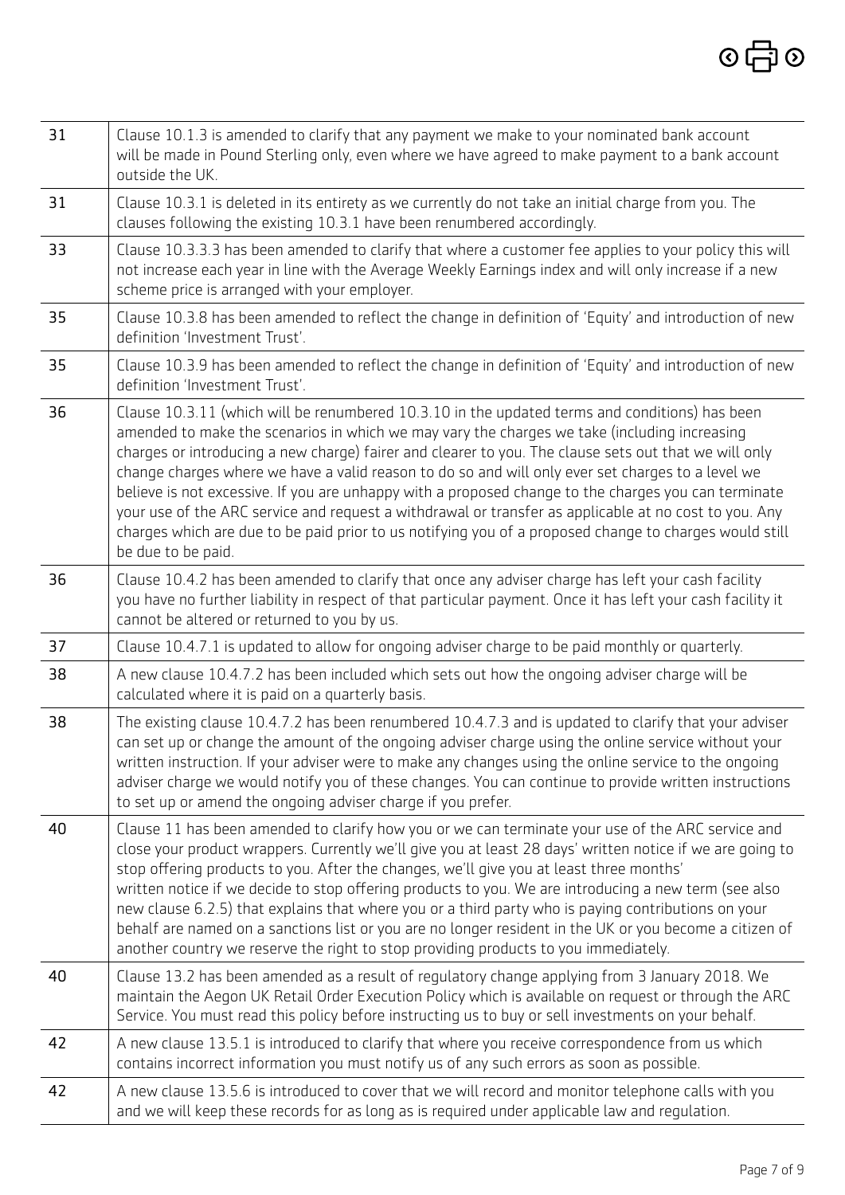| | |
|---|---|
| 31 | Clause 10.1.3 is amended to clarify that any payment we make to your nominated bank account will be made in Pound Sterling only, even where we have agreed to make payment to a bank account outside the UK. |
| 31 | Clause 10.3.1 is deleted in its entirety as we currently do not take an initial charge from you. The clauses following the existing 10.3.1 have been renumbered accordingly. |
| 33 | Clause 10.3.3.3 has been amended to clarify that where a customer fee applies to your policy this will not increase each year in line with the Average Weekly Earnings index and will only increase if a new scheme price is arranged with your employer. |
| 35 | Clause 10.3.8 has been amended to reflect the change in definition of 'Equity' and introduction of new definition 'Investment Trust'. |
| 35 | Clause 10.3.9 has been amended to reflect the change in definition of 'Equity' and introduction of new definition 'Investment Trust'. |
| 36 | Clause 10.3.11 (which will be renumbered 10.3.10 in the updated terms and conditions) has been amended to make the scenarios in which we may vary the charges we take (including increasing charges or introducing a new charge) fairer and clearer to you. The clause sets out that we will only change charges where we have a valid reason to do so and will only ever set charges to a level we believe is not excessive. If you are unhappy with a proposed change to the charges you can terminate your use of the ARC service and request a withdrawal or transfer as applicable at no cost to you. Any charges which are due to be paid prior to us notifying you of a proposed change to charges would still be due to be paid. |
| 36 | Clause 10.4.2 has been amended to clarify that once any adviser charge has left your cash facility you have no further liability in respect of that particular payment. Once it has left your cash facility it cannot be altered or returned to you by us. |
| 37 | Clause 10.4.7.1 is updated to allow for ongoing adviser charge to be paid monthly or quarterly. |
| 38 | A new clause 10.4.7.2 has been included which sets out how the ongoing adviser charge will be calculated where it is paid on a quarterly basis. |
| 38 | The existing clause 10.4.7.2 has been renumbered 10.4.7.3 and is updated to clarify that your adviser can set up or change the amount of the ongoing adviser charge using the online service without your written instruction. If your adviser were to make any changes using the online service to the ongoing adviser charge we would notify you of these changes. You can continue to provide written instructions to set up or amend the ongoing adviser charge if you prefer. |
| 40 | Clause 11 has been amended to clarify how you or we can terminate your use of the ARC service and close your product wrappers. Currently we'll give you at least 28 days' written notice if we are going to stop offering products to you. After the changes, we'll give you at least three months' written notice if we decide to stop offering products to you. We are introducing a new term (see also new clause 6.2.5) that explains that where you or a third party who is paying contributions on your behalf are named on a sanctions list or you are no longer resident in the UK or you become a citizen of another country we reserve the right to stop providing products to you immediately. |
| 40 | Clause 13.2 has been amended as a result of regulatory change applying from 3 January 2018. We maintain the Aegon UK Retail Order Execution Policy which is available on request or through the ARC Service. You must read this policy before instructing us to buy or sell investments on your behalf. |
| 42 | A new clause 13.5.1 is introduced to clarify that where you receive correspondence from us which contains incorrect information you must notify us of any such errors as soon as possible. |
| 42 | A new clause 13.5.6 is introduced to cover that we will record and monitor telephone calls with you and we will keep these records for as long as is required under applicable law and regulation. |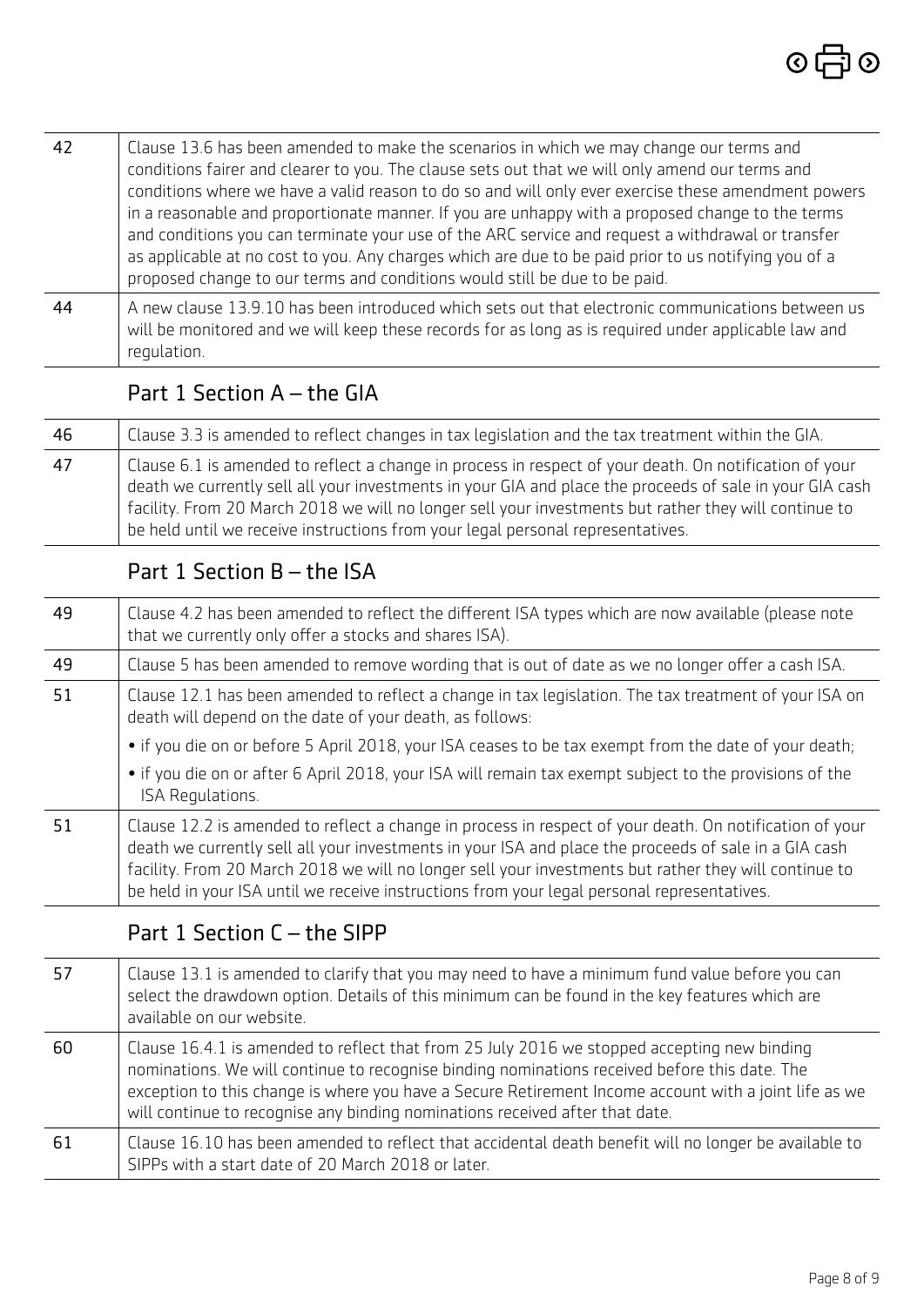| | |
|---|---|
| 42 | Clause 13.6 has been amended to make the scenarios in which we may change our terms and conditions fairer and clearer to you. The clause sets out that we will only amend our terms and conditions where we have a valid reason to do so and will only ever exercise these amendment powers in a reasonable and proportionate manner. If you are unhappy with a proposed change to the terms and conditions you can terminate your use of the ARC service and request a withdrawal or transfer as applicable at no cost to you. Any charges which are due to be paid prior to us notifying you of a proposed change to our terms and conditions would still be due to be paid. |
| 44 | A new clause 13.9.10 has been introduced which sets out that electronic communications between us will be monitored and we will keep these records for as long as is required under applicable law and regulation. |

## Part 1 Section A – the GIA

| | |
|---|---|
| 46 | Clause 3.3 is amended to reflect changes in tax legislation and the tax treatment within the GIA. |
| 47 | Clause 6.1 is amended to reflect a change in process in respect of your death. On notification of your death we currently sell all your investments in your GIA and place the proceeds of sale in your GIA cash facility. From 20 March 2018 we will no longer sell your investments but rather they will continue to be held until we receive instructions from your legal personal representatives. |

## Part 1 Section B – the ISA

| | |
|---|---|
| 49 | Clause 4.2 has been amended to reflect the different ISA types which are now available (please note that we currently only offer a stocks and shares ISA). |
| 49 | Clause 5 has been amended to remove wording that is out of date as we no longer offer a cash ISA. |
| 51 | Clause 12.1 has been amended to reflect a change in tax legislation. The tax treatment of your ISA on death will depend on the date of your death, as follows:<br>• if you die on or before 5 April 2018, your ISA ceases to be tax exempt from the date of your death;<br>• if you die on or after 6 April 2018, your ISA will remain tax exempt subject to the provisions of the ISA Regulations. |
| 51 | Clause 12.2 is amended to reflect a change in process in respect of your death. On notification of your death we currently sell all your investments in your ISA and place the proceeds of sale in a GIA cash facility. From 20 March 2018 we will no longer sell your investments but rather they will continue to be held in your ISA until we receive instructions from your legal personal representatives. |

## Part 1 Section C – the SIPP

| | |
|---|---|
| 57 | Clause 13.1 is amended to clarify that you may need to have a minimum fund value before you can select the drawdown option. Details of this minimum can be found in the key features which are available on our website. |
| 60 | Clause 16.4.1 is amended to reflect that from 25 July 2016 we stopped accepting new binding nominations. We will continue to recognise binding nominations received before this date. The exception to this change is where you have a Secure Retirement Income account with a joint life as we will continue to recognise any binding nominations received after that date. |
| 61 | Clause 16.10 has been amended to reflect that accidental death benefit will no longer be available to SIPPs with a start date of 20 March 2018 or later. |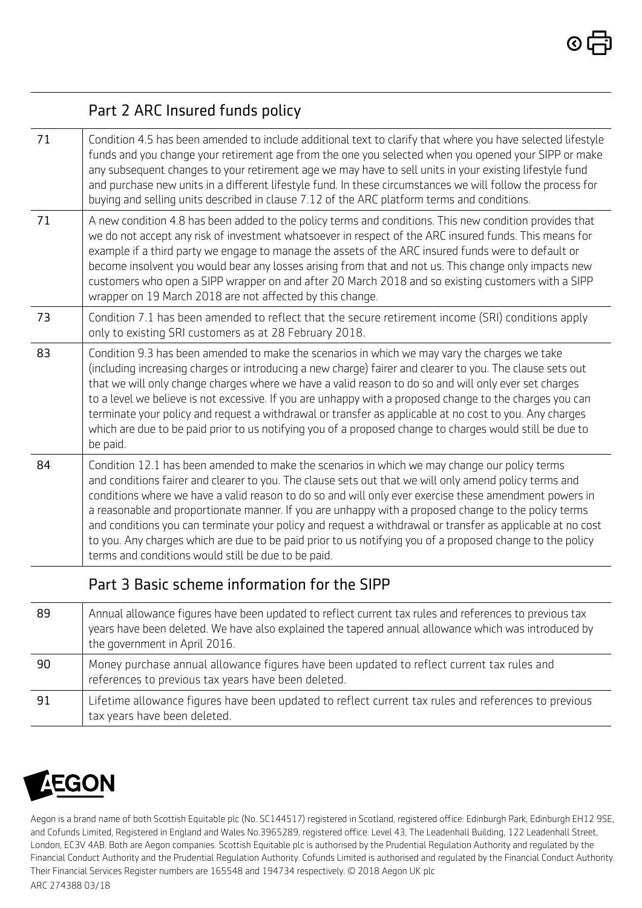## Part 2 ARC Insured funds policy

| | |
|---|---|
| 71 | Condition 4.5 has been amended to include additional text to clarify that where you have selected lifestyle funds and you change your retirement age from the one you selected when you opened your SIPP or make any subsequent changes to your retirement age we may have to sell units in your existing lifestyle fund and purchase new units in a different lifestyle fund. In these circumstances we will follow the process for buying and selling units described in clause 7.12 of the ARC platform terms and conditions. |
| 71 | A new condition 4.8 has been added to the policy terms and conditions. This new condition provides that we do not accept any risk of investment whatsoever in respect of the ARC insured funds. This means for example if a third party we engage to manage the assets of the ARC insured funds were to default or become insolvent you would bear any losses arising from that and not us. This change only impacts new customers who open a SIPP wrapper on and after 20 March 2018 and so existing customers with a SIPP wrapper on 19 March 2018 are not affected by this change. |
| 73 | Condition 7.1 has been amended to reflect that the secure retirement income (SRI) conditions apply only to existing SRI customers as at 28 February 2018. |
| 83 | Condition 9.3 has been amended to make the scenarios in which we may vary the charges we take (including increasing charges or introducing a new charge) fairer and clearer to you. The clause sets out that we will only change charges where we have a valid reason to do so and will only ever set charges to a level we believe is not excessive. If you are unhappy with a proposed change to the charges you can terminate your policy and request a withdrawal or transfer as applicable at no cost to you. Any charges which are due to be paid prior to us notifying you of a proposed change to charges would still be due to be paid. |
| 84 | Condition 12.1 has been amended to make the scenarios in which we may change our policy terms and conditions fairer and clearer to you. The clause sets out that we will only amend policy terms and conditions where we have a valid reason to do so and will only ever exercise these amendment powers in a reasonable and proportionate manner. If you are unhappy with a proposed change to the policy terms and conditions you can terminate your policy and request a withdrawal or transfer as applicable at no cost to you. Any charges which are due to be paid prior to us notifying you of a proposed change to the policy terms and conditions would still be due to be paid. |

## Part 3 Basic scheme information for the SIPP

| | |
|---|---|
| 89 | Annual allowance figures have been updated to reflect current tax rules and references to previous tax years have been deleted. We have also explained the tapered annual allowance which was introduced by the government in April 2016. |
| 90 | Money purchase annual allowance figures have been updated to reflect current tax rules and references to previous tax years have been deleted. |
| 91 | Lifetime allowance figures have been updated to reflect current tax rules and references to previous tax years have been deleted. |

AEGON

Aegon is a brand name of both Scottish Equitable plc (No. SC144517) registered in Scotland, registered office: Edinburgh Park, Edinburgh EH12 9SE, and Cofunds Limited, Registered in England and Wales No.3965289, registered office: Level 43, The Leadenhall Building, 122 Leadenhall Street, London, EC3V 4AB. Both are Aegon companies. Scottish Equitable plc is authorised by the Prudential Regulation Authority and regulated by the Financial Conduct Authority and the Prudential Regulation Authority. Cofunds Limited is authorised and regulated by the Financial Conduct Authority. Their Financial Services Register numbers are 165548 and 194734 respectively. © 2018 Aegon UK plc

ARC 274388 03/18